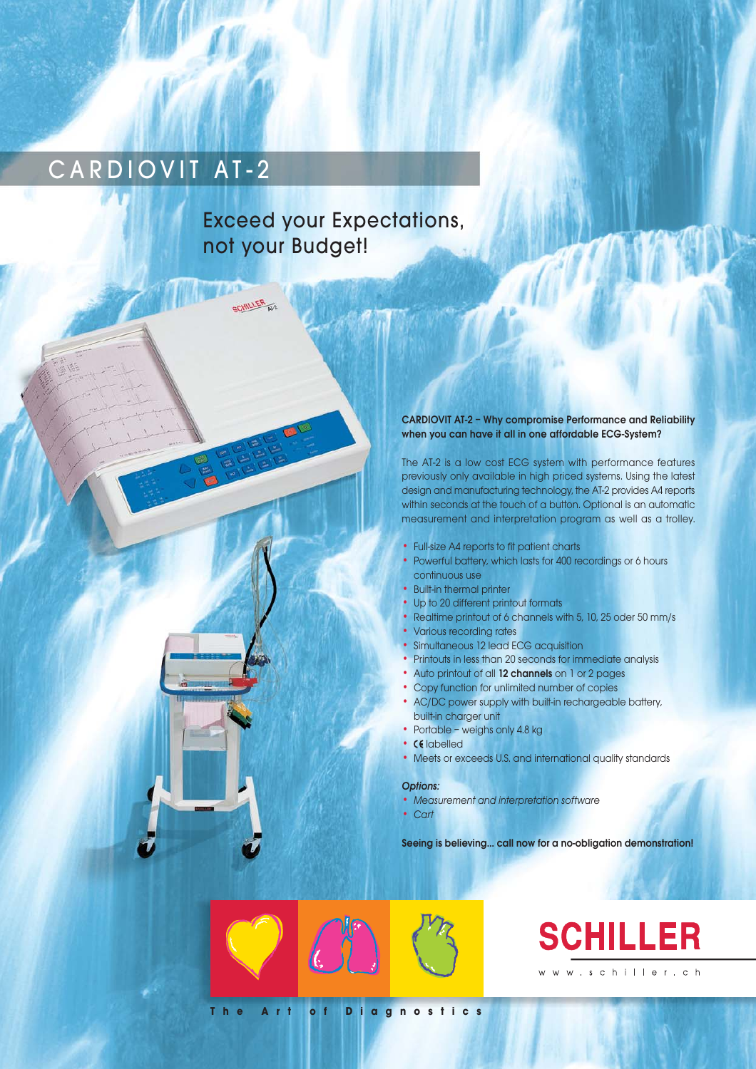# CARDIOVIT AT-2

## Exceed your Expectations, not your Budget!

**CARDIOVIT AT-2 – Why compromise Performance and Reliability when you can have it all in one affordable ECG-System?**

The AT-2 is a low cost ECG system with performance features previously only available in high priced systems. Using the latest design and manufacturing technology, the AT-2 provides A4 reports within seconds at the touch of a button. Optional is an automatic measurement and interpretation program as well as a trolley.

- Full-size A4 reports to fit patient charts
- Powerful battery, which lasts for 400 recordings or 6 hours continuous use
- Built-in thermal printer
- Up to 20 different printout formats
- Realtime printout of 6 channels with 5, 10, 25 oder 50 mm/s
- Various recording rates
- Simultaneous 12 lead ECG acquisition
- Printouts in less than 20 seconds for immediate analysis
- Auto printout of all **12 channels** on 1 or 2 pages
- Copy function for unlimited number of copies
- AC/DC power supply with built-in rechargeable battery, built-in charger unit
- Portable – weighs only 4.8 kg
- CE labelled
- Meets or exceeds U.S. and international quality standards

*Options:*

- *Measurement and interpretation software*
- *Cart*

**Seeing is believing... call now for a no-obligation demonstration!**

SCHILLER

www.schiller.ch

The Art of Diagnostics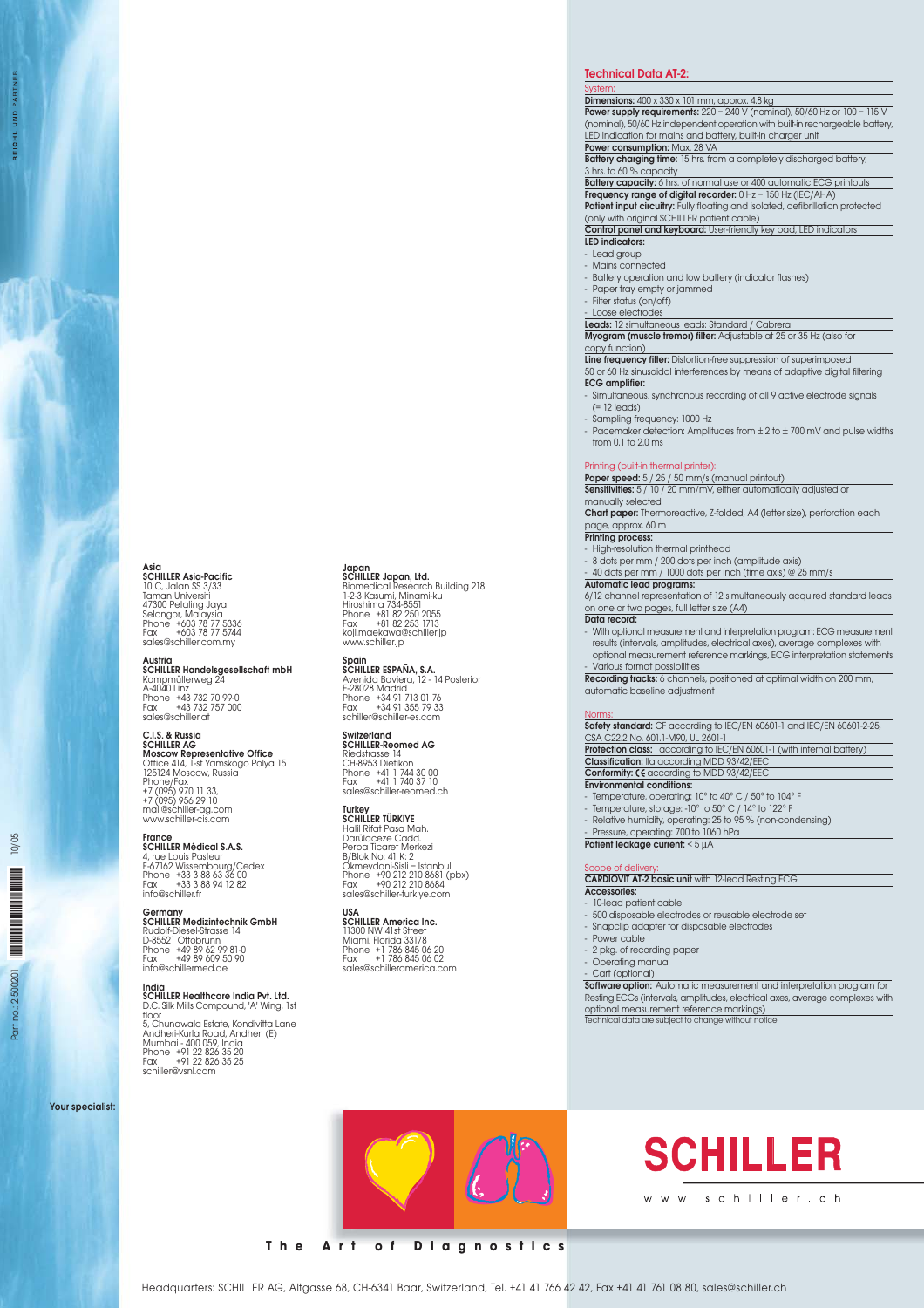## Technical Data AT-2:

### System:

**Dimensions:** 400 x 330 x 101 mm, approx. 4.8 kg

**Power supply requirements:** 220 – 240 V (nominal), 50/60 Hz or 100 – 115 V (nominal), 50/60 Hz independent operation with built-in rechargeable battery, LED indication for mains and battery, built-in charger unit

**Power consumption:** Max. 28 VA

**Battery charging time:** 15 hrs. from a completely discharged battery, 3 hrs. to 60 % capacity

**Battery capacity:** 6 hrs. of normal use or 400 automatic ECG printouts

**Frequency range of digital recorder:** 0 Hz – 150 Hz (IEC/AHA)

**Patient input circuitry:** Fully floating and isolated, defibrillation protected (only with original SCHILLER patient cable)

**Control panel and keyboard:** User-friendly key pad, LED indicators

**LED indicators:**
- Lead group
- Mains connected
- Battery operation and low battery (indicator flashes)
- Paper tray empty or jammed
- Filter status (on/off)
- Loose electrodes

**Leads:** 12 simultaneous leads: Standard / Cabrera

**Myogram (muscle tremor) filter:** Adjustable at 25 or 35 Hz (also for copy function)

**Line frequency filter:** Distortion-free suppression of superimposed 50 or 60 Hz sinusoidal interferences by means of adaptive digital filtering

**ECG amplifier:**
- Simultaneous, synchronous recording of all 9 active electrode signals (= 12 leads)
- Sampling frequency: 1000 Hz
- Pacemaker detection: Amplitudes from ± 2 to ± 700 mV and pulse widths from 0.1 to 2.0 ms

### Printing (built-in thermal printer):

**Paper speed:** 5 / 25 / 50 mm/s (manual printout)

**Sensitivities:** 5 / 10 / 20 mm/mV, either automatically adjusted or manually selected

**Chart paper:** Thermoreactive, Z-folded, A4 (letter size), perforation each page, approx. 60 m

**Printing process:**
- High-resolution thermal printhead
- 8 dots per mm / 200 dots per inch (amplitude axis)
- 40 dots per mm / 1000 dots per inch (time axis) @ 25 mm/s

**Automatic lead programs:**
6/12 channel representation of 12 simultaneously acquired standard leads on one or two pages, full letter size (A4)

**Data record:**
- With optional measurement and interpretation program: ECG measurement results (intervals, amplitudes, electrical axes), average complexes with optional measurement reference markings, ECG interpretation statements
- Various format possibilities

**Recording tracks:** 6 channels, positioned at optimal width on 200 mm, automatic baseline adjustment

### Norms:

**Safety standard:** CF according to IEC/EN 60601-1 and IEC/EN 60601-2-25, CSA C22.2 No. 601.1-M90, UL 2601-1

**Protection class:** I according to IEC/EN 60601-1 (with internal battery)

**Classification:** IIa according MDD 93/42/EEC

**Conformity:** CE according to MDD 93/42/EEC

**Environmental conditions:**
- Temperature, operating: 10° to 40° C / 50° to 104° F
- Temperature, storage: -10° to 50° C / 14° to 122° F
- Relative humidity, operating: 25 to 95 % (non-condensing)
- Pressure, operating: 700 to 1060 hPa

**Patient leakage current:** < 5 µA

### Scope of delivery:

**CARDIOVIT AT-2 basic unit** with 12-lead Resting ECG

**Accessories:**
- 10-lead patient cable
- 500 disposable electrodes or reusable electrode set
- Snapclip adapter for disposable electrodes
- Power cable
- 2 pkg. of recording paper
- Operating manual
- Cart (optional)

**Software option:** Automatic measurement and interpretation program for Resting ECGs (intervals, amplitudes, electrical axes, average complexes with optional measurement reference markings)

Technical data are subject to change without notice.

---

**Asia**
**SCHILLER Asia-Pacific**
10 C, Jalan SS 3/33
Taman Universiti
47300 Petaling Jaya
Selangor, Malaysia
Phone +603 78 77 5336
Fax +603 78 77 5744
sales@schiller.com.my

**Austria**
**SCHILLER Handelsgesellschaft mbH**
Kampmüllerweg 24
A-4040 Linz
Phone +43 732 70 99-0
Fax +43 732 757 000
sales@schiller.at

**C.I.S. & Russia**
**SCHILLER AG**
**Moscow Representative Office**
Office 414, 1-st Yamskogo Polya 15
125124 Moscow, Russia
Phone/Fax
+7 (095) 970 11 33,
+7 (095) 956 29 10
mail@schiller-ag.com
www.schiller-cis.com

**France**
**SCHILLER Médical S.A.S.**
4, rue Louis Pasteur
F-67162 Wissembourg/Cedex
Phone +33 3 88 63 36 00
Fax +33 3 88 94 12 82
info@schiller.fr

**Germany**
**SCHILLER Medizintechnik GmbH**
Rudolf-Diesel-Strasse 14
D-85521 Ottobrunn
Phone +49 89 62 99 81-0
Fax +49 89 609 50 90
info@schillermed.de

**India**
**SCHILLER Healthcare India Pvt. Ltd.**
D.C. Silk Mills Compound, 'A' Wing, 1st floor
5, Chunawala Estate, Kondivitta Lane
Andheri-Kurla Road, Andheri (E)
Mumbai - 400 059, India
Phone +91 22 826 35 20
Fax +91 22 826 35 25
schiller@vsnl.com

**Japan**
**SCHILLER Japan, Ltd.**
Biomedical Research Building 218
1-2-3 Kasumi, Minami-ku
Hiroshima 734-8551
Phone +81 82 250 2055
Fax +81 82 253 1713
koji.maekawa@schiller.jp
www.schiller.jp

**Spain**
**SCHILLER ESPAÑA, S.A.**
Avenida Baviera, 12 - 14 Posterior
E-28028 Madrid
Phone +34 91 713 01 76
Fax +34 91 355 79 33
schiller@schiller-es.com

**Switzerland**
**SCHILLER-Reomed AG**
Riedstrasse 14
CH-8953 Dietikon
Phone +41 1 744 30 00
Fax +41 1 740 37 10
sales@schiller-reomed.ch

**Turkey**
**SCHILLER TÜRKIYE**
Halil Rifat Pasa Mah.
Darülaceze Cadd.
Perpa Ticaret Merkezi
B/Blok No: 41 K: 2
Okmeydani-Sisli – Istanbul
Phone +90 212 210 8681 (pbx)
Fax +90 212 210 8684
sales@schiller-turkiye.com

**USA**
**SCHILLER America Inc.**
11300 NW 41st Street
Miami, Florida 33178
Phone +1 786 845 06 20
Fax +1 786 845 06 02
sales@schilleramerica.com

**Your specialist:**

**SCHILLER**
www.schiller.ch

**The Art of Diagnostics**

Part no.: 2.500201 10/05

Headquarters: SCHILLER AG, Altgasse 68, CH-6341 Baar, Switzerland, Tel. +41 41 766 42 42, Fax +41 41 761 08 80, sales@schiller.ch